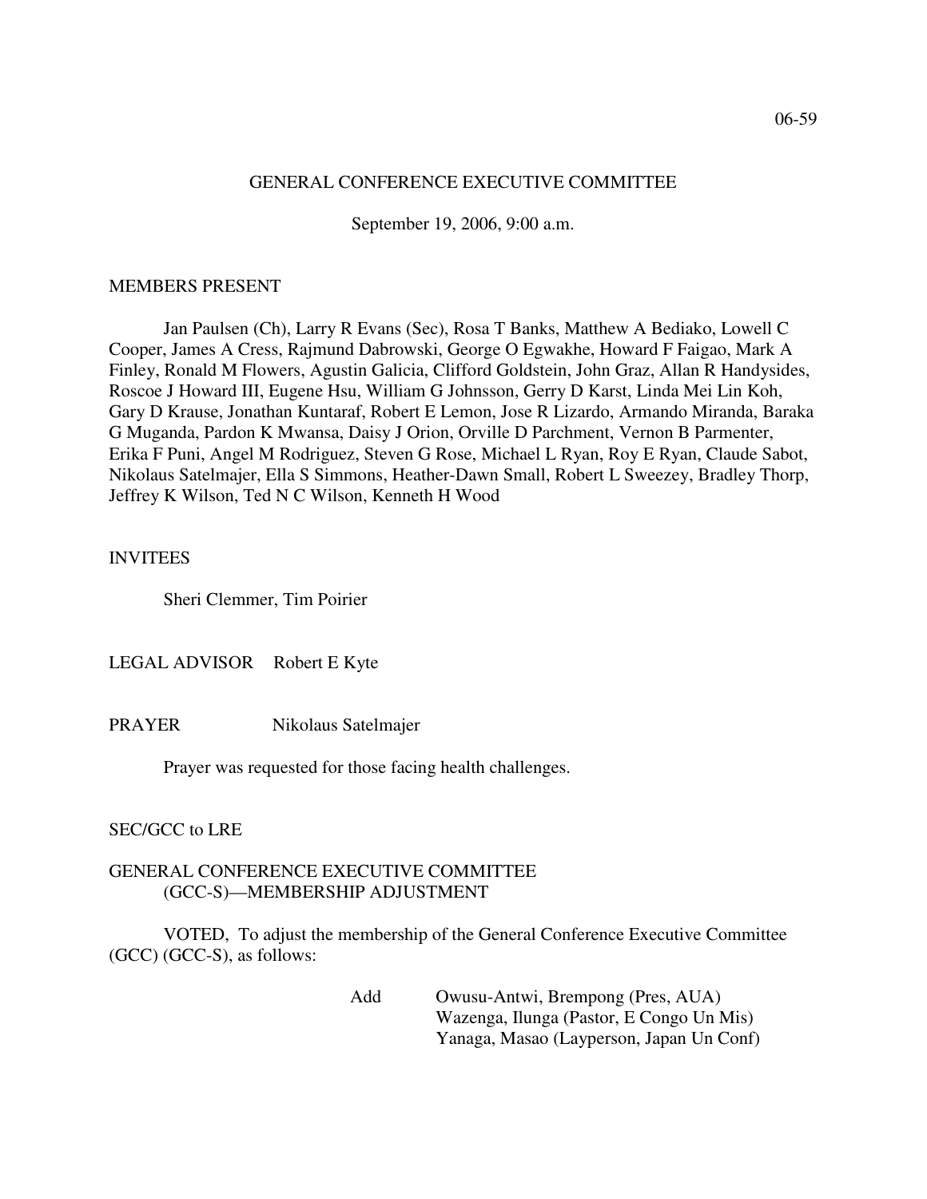06-59

# GENERAL CONFERENCE EXECUTIVE COMMITTEE

September 19, 2006, 9:00 a.m.

## MEMBERS PRESENT

Jan Paulsen (Ch), Larry R Evans (Sec), Rosa T Banks, Matthew A Bediako, Lowell C Cooper, James A Cress, Rajmund Dabrowski, George O Egwakhe, Howard F Faigao, Mark A Finley, Ronald M Flowers, Agustin Galicia, Clifford Goldstein, John Graz, Allan R Handysides, Roscoe J Howard III, Eugene Hsu, William G Johnsson, Gerry D Karst, Linda Mei Lin Koh, Gary D Krause, Jonathan Kuntaraf, Robert E Lemon, Jose R Lizardo, Armando Miranda, Baraka G Muganda, Pardon K Mwansa, Daisy J Orion, Orville D Parchment, Vernon B Parmenter, Erika F Puni, Angel M Rodriguez, Steven G Rose, Michael L Ryan, Roy E Ryan, Claude Sabot, Nikolaus Satelmajer, Ella S Simmons, Heather-Dawn Small, Robert L Sweezey, Bradley Thorp, Jeffrey K Wilson, Ted N C Wilson, Kenneth H Wood

## INVITEES

Sheri Clemmer, Tim Poirier

LEGAL ADVISOR Robert E Kyte

PRAYER Nikolaus Satelmajer

Prayer was requested for those facing health challenges.

SEC/GCC to LRE

## GENERAL CONFERENCE EXECUTIVE COMMITTEE (GCC-S)—MEMBERSHIP ADJUSTMENT

VOTED, To adjust the membership of the General Conference Executive Committee (GCC) (GCC-S), as follows:

Add
- Owusu-Antwi, Brempong (Pres, AUA)
- Wazenga, Ilunga (Pastor, E Congo Un Mis)
- Yanaga, Masao (Layperson, Japan Un Conf)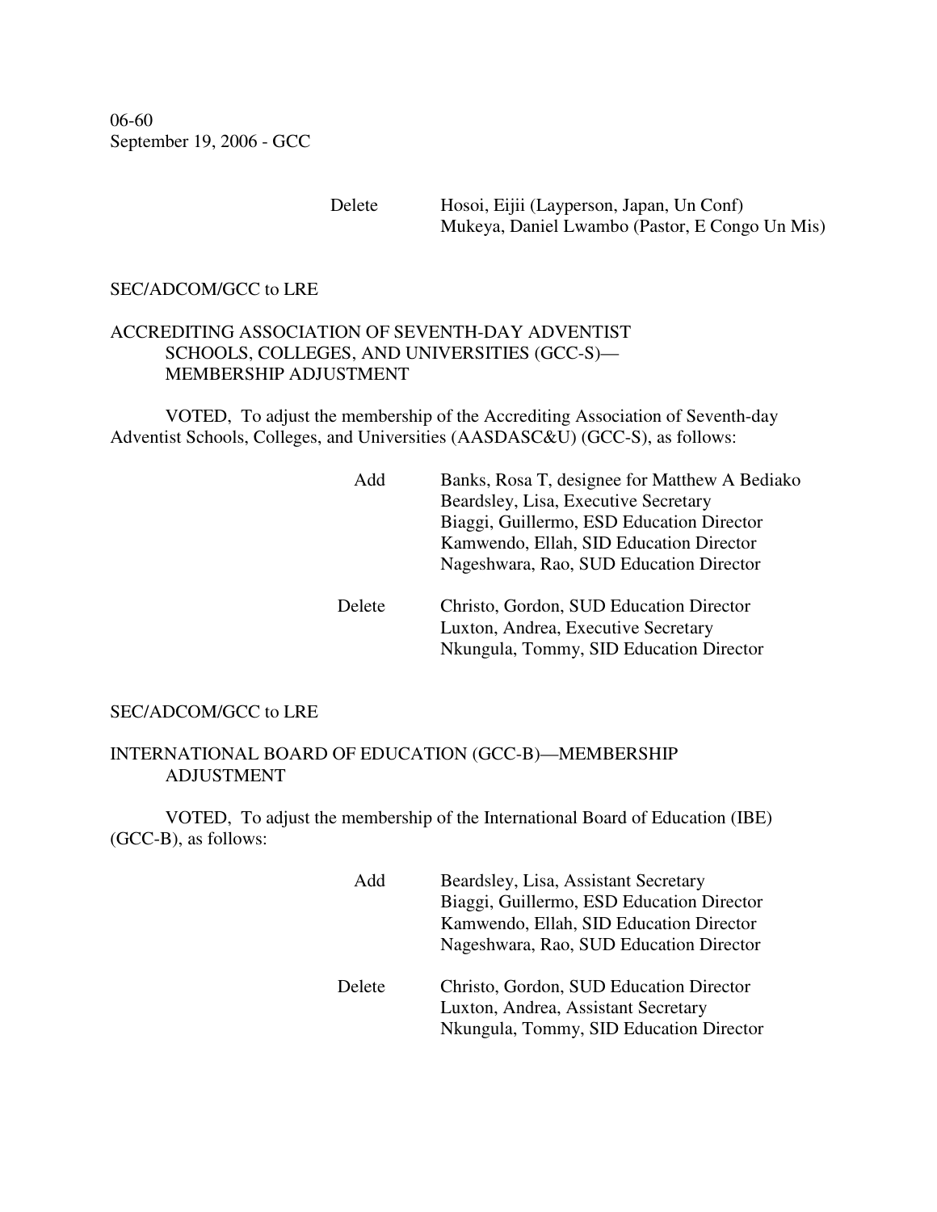Delete Hosoi, Eijii (Layperson, Japan, Un Conf)
Mukeya, Daniel Lwambo (Pastor, E Congo Un Mis)

SEC/ADCOM/GCC to LRE

ACCREDITING ASSOCIATION OF SEVENTH-DAY ADVENTIST SCHOOLS, COLLEGES, AND UNIVERSITIES (GCC-S)—MEMBERSHIP ADJUSTMENT

VOTED, To adjust the membership of the Accrediting Association of Seventh-day Adventist Schools, Colleges, and Universities (AASDASC&U) (GCC-S), as follows:

Add
- Banks, Rosa T, designee for Matthew A Bediako
- Beardsley, Lisa, Executive Secretary
- Biaggi, Guillermo, ESD Education Director
- Kamwendo, Ellah, SID Education Director
- Nageshwara, Rao, SUD Education Director

Delete
- Christo, Gordon, SUD Education Director
- Luxton, Andrea, Executive Secretary
- Nkungula, Tommy, SID Education Director

SEC/ADCOM/GCC to LRE

INTERNATIONAL BOARD OF EDUCATION (GCC-B)—MEMBERSHIP ADJUSTMENT

VOTED, To adjust the membership of the International Board of Education (IBE) (GCC-B), as follows:

Add
- Beardsley, Lisa, Assistant Secretary
- Biaggi, Guillermo, ESD Education Director
- Kamwendo, Ellah, SID Education Director
- Nageshwara, Rao, SUD Education Director

Delete
- Christo, Gordon, SUD Education Director
- Luxton, Andrea, Assistant Secretary
- Nkungula, Tommy, SID Education Director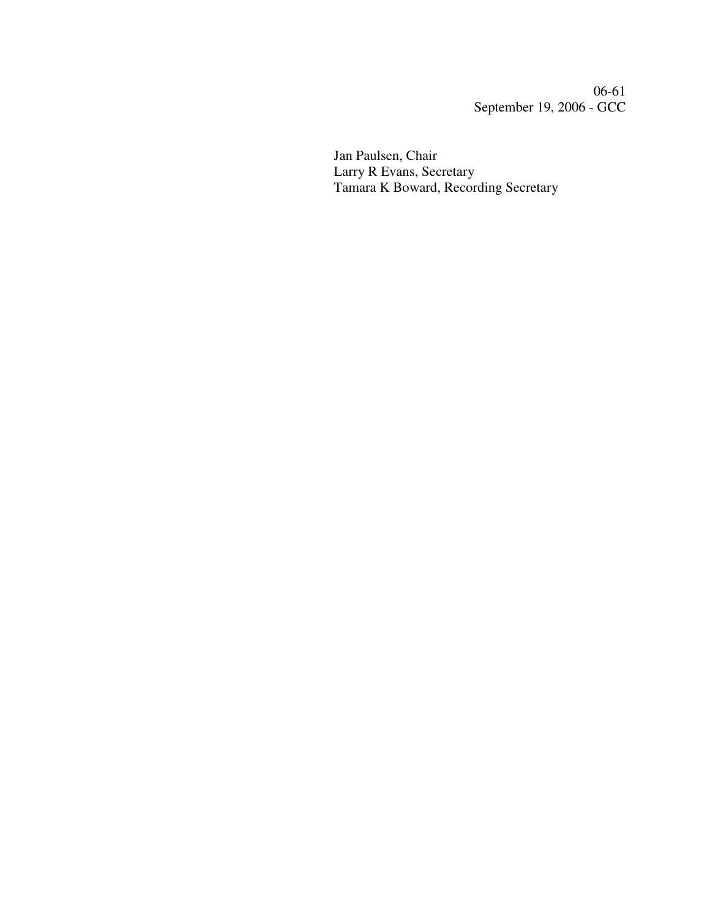Jan Paulsen, Chair
Larry R Evans, Secretary
Tamara K Boward, Recording Secretary